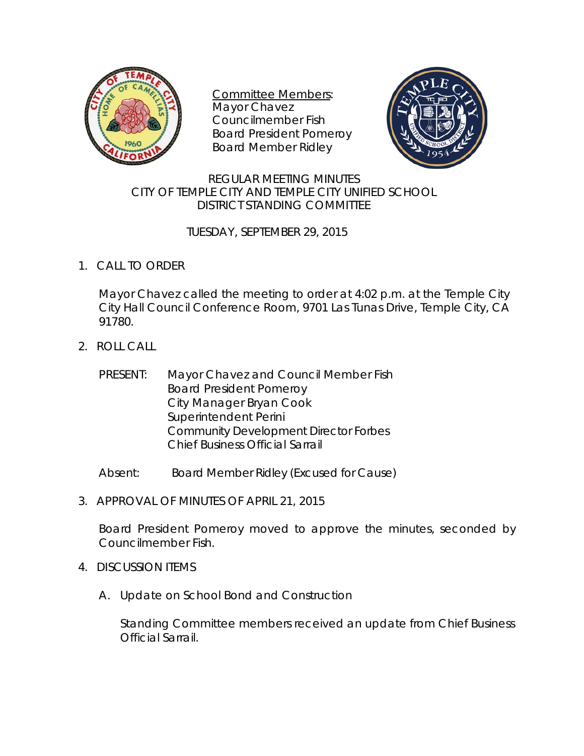Committee Members:
Mayor Chavez
Councilmember Fish
Board President Pomeroy
Board Member Ridley

# REGULAR MEETING MINUTES
# CITY OF TEMPLE CITY AND TEMPLE CITY UNIFIED SCHOOL DISTRICT STANDING COMMITTEE

TUESDAY, SEPTEMBER 29, 2015

1. CALL TO ORDER

   Mayor Chavez called the meeting to order at 4:02 p.m. at the Temple City City Hall Council Conference Room, 9701 Las Tunas Drive, Temple City, CA 91780.

2. ROLL CALL

   PRESENT: Mayor Chavez and Council Member Fish
   Board President Pomeroy
   City Manager Bryan Cook
   Superintendent Perini
   Community Development Director Forbes
   Chief Business Official Sarrail

   Absent: Board Member Ridley (Excused for Cause)

3. APPROVAL OF MINUTES OF APRIL 21, 2015

   Board President Pomeroy moved to approve the minutes, seconded by Councilmember Fish.

4. DISCUSSION ITEMS

   A. Update on School Bond and Construction

      Standing Committee members received an update from Chief Business Official Sarrail.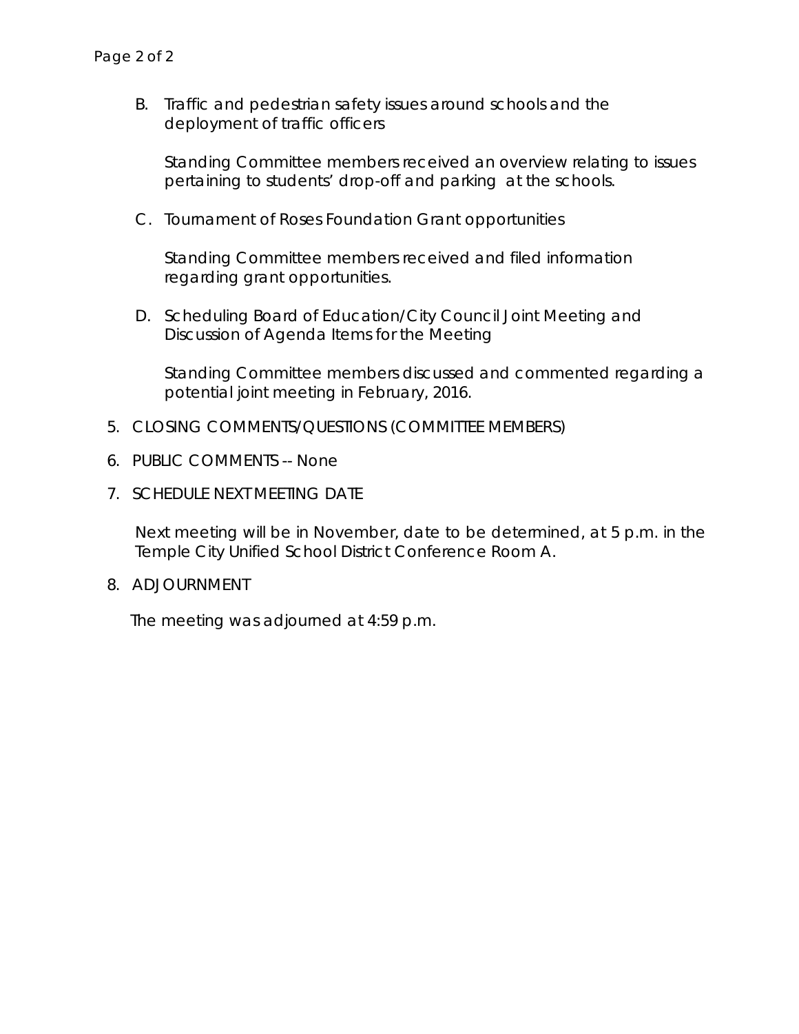B. Traffic and pedestrian safety issues around schools and the deployment of traffic officers

   Standing Committee members received an overview relating to issues pertaining to students' drop-off and parking at the schools.

C. Tournament of Roses Foundation Grant opportunities

   Standing Committee members received and filed information regarding grant opportunities.

D. Scheduling Board of Education/City Council Joint Meeting and Discussion of Agenda Items for the Meeting

   Standing Committee members discussed and commented regarding a potential joint meeting in February, 2016.

5. CLOSING COMMENTS/QUESTIONS (COMMITTEE MEMBERS)

6. PUBLIC COMMENTS -- None

7. SCHEDULE NEXT MEETING DATE

   Next meeting will be in November, date to be determined, at 5 p.m. in the Temple City Unified School District Conference Room A.

8. ADJOURNMENT

   The meeting was adjourned at 4:59 p.m.